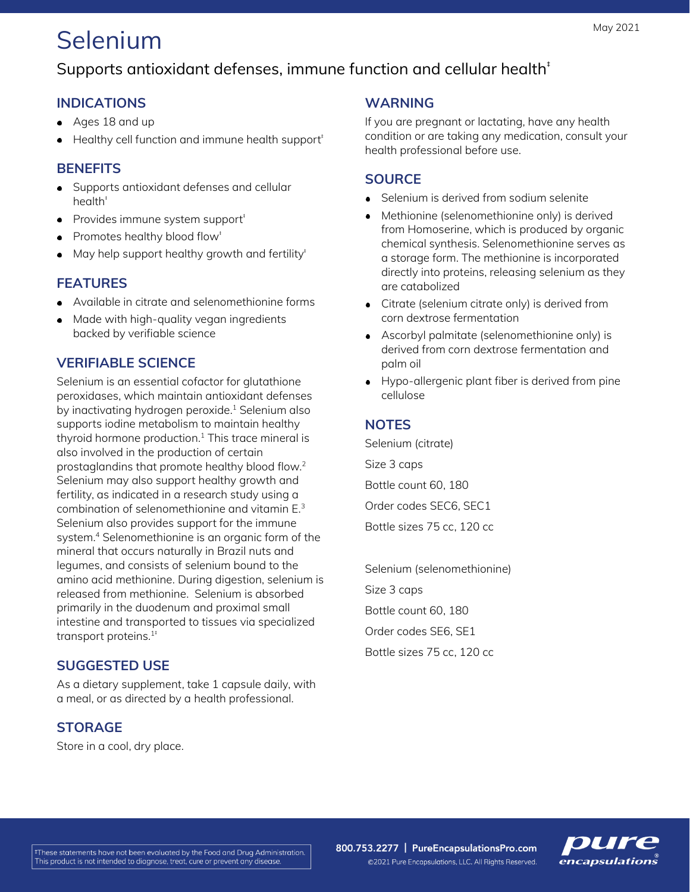May 2021

# Selenium

## Supports antioxidant defenses, immune function and cellular health‡

### INDICATIONS

- Ages 18 and up
- Healthy cell function and immune health support‡

### BENEFITS

- Supports antioxidant defenses and cellular health‡
- Provides immune system support‡
- Promotes healthy blood flow‡
- May help support healthy growth and fertility‡

### FEATURES

- Available in citrate and selenomethionine forms
- Made with high-quality vegan ingredients backed by verifiable science

### VERIFIABLE SCIENCE

Selenium is an essential cofactor for glutathione peroxidases, which maintain antioxidant defenses by inactivating hydrogen peroxide.[1] Selenium also supports iodine metabolism to maintain healthy thyroid hormone production.[1] This trace mineral is also involved in the production of certain prostaglandins that promote healthy blood flow.[2] Selenium may also support healthy growth and fertility, as indicated in a research study using a combination of selenomethionine and vitamin E.[3] Selenium also provides support for the immune system.[4] Selenomethionine is an organic form of the mineral that occurs naturally in Brazil nuts and legumes, and consists of selenium bound to the amino acid methionine. During digestion, selenium is released from methionine. Selenium is absorbed primarily in the duodenum and proximal small intestine and transported to tissues via specialized transport proteins.[1‡]

### SUGGESTED USE

As a dietary supplement, take 1 capsule daily, with a meal, or as directed by a health professional.

### STORAGE

Store in a cool, dry place.

### WARNING

If you are pregnant or lactating, have any health condition or are taking any medication, consult your health professional before use.

### SOURCE

- Selenium is derived from sodium selenite
- Methionine (selenomethionine only) is derived from Homoserine, which is produced by organic chemical synthesis. Selenomethionine serves as a storage form. The methionine is incorporated directly into proteins, releasing selenium as they are catabolized
- Citrate (selenium citrate only) is derived from corn dextrose fermentation
- Ascorbyl palmitate (selenomethionine only) is derived from corn dextrose fermentation and palm oil
- Hypo-allergenic plant fiber is derived from pine cellulose

### NOTES

Selenium (citrate)

Size 3 caps

Bottle count 60, 180

Order codes SEC6, SEC1

Bottle sizes 75 cc, 120 cc

Selenium (selenomethionine)

Size 3 caps

Bottle count 60, 180

Order codes SE6, SE1

Bottle sizes 75 cc, 120 cc

‡These statements have not been evaluated by the Food and Drug Administration. This product is not intended to diagnose, treat, cure or prevent any disease.

800.753.2277 | PureEncapsulationsPro.com

©2021 Pure Encapsulations, LLC. All Rights Reserved.

pure encapsulations®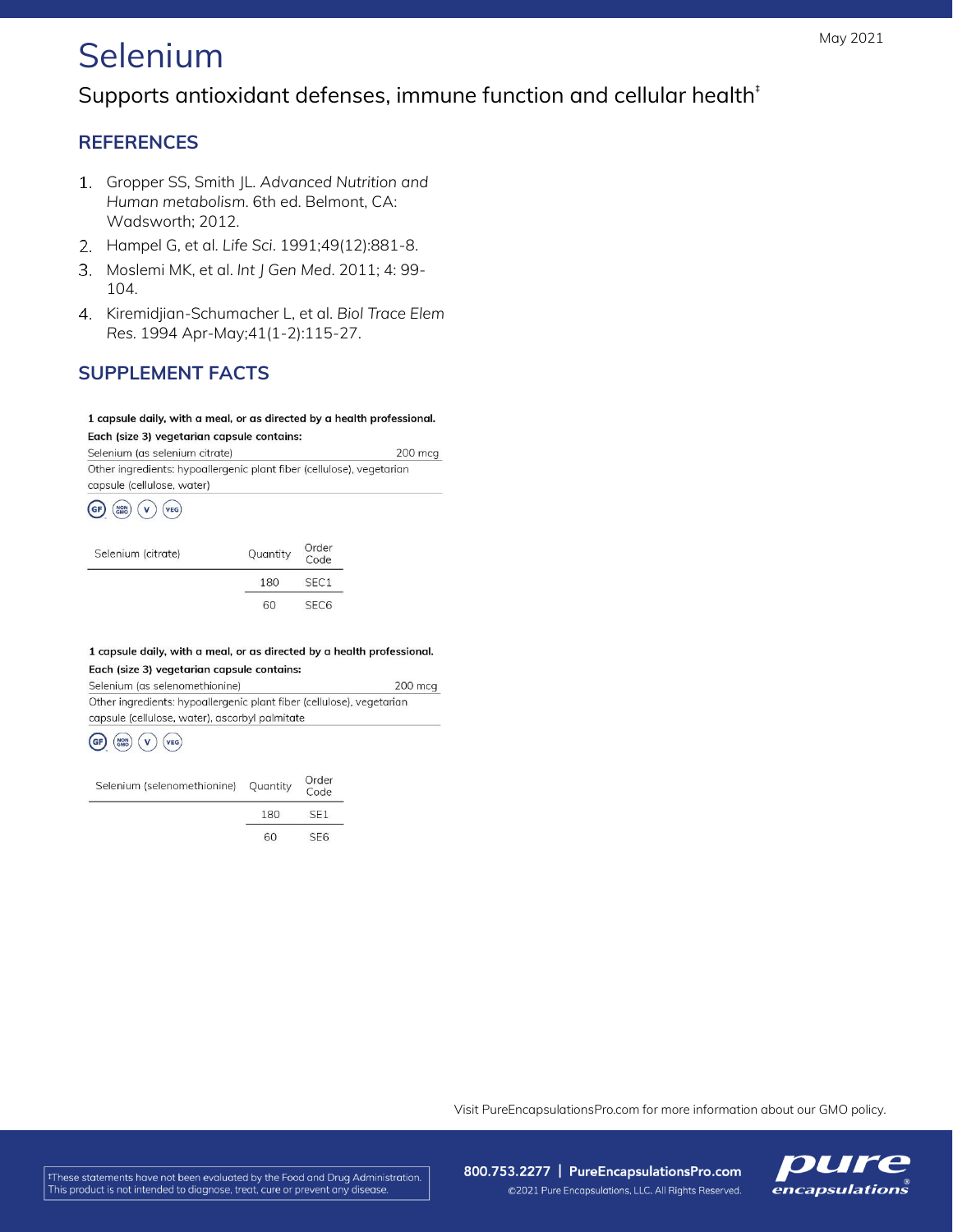May 2021

# Selenium

Supports antioxidant defenses, immune function and cellular health‡

## REFERENCES

1. Gropper SS, Smith JL. *Advanced Nutrition and Human metabolism*. 6th ed. Belmont, CA: Wadsworth; 2012.
2. Hampel G, et al. *Life Sci*. 1991;49(12):881-8.
3. Moslemi MK, et al. *Int J Gen Med*. 2011; 4: 99-104.
4. Kiremidjian-Schumacher L, et al. *Biol Trace Elem Res*. 1994 Apr-May;41(1-2):115-27.

## SUPPLEMENT FACTS

**1 capsule daily, with a meal, or as directed by a health professional.**

**Each (size 3) vegetarian capsule contains:**

| | |
|---|---|
| Selenium (as selenium citrate) | 200 mcg |

Other ingredients: hypoallergenic plant fiber (cellulose), vegetarian capsule (cellulose, water)

GF NON GMO V VEG

| Selenium (citrate) | Quantity | Order Code |
|---|---|---|
| | 180 | SEC1 |
| | 60 | SEC6 |

**1 capsule daily, with a meal, or as directed by a health professional.**

**Each (size 3) vegetarian capsule contains:**

| | |
|---|---|
| Selenium (as selenomethionine) | 200 mcg |

Other ingredients: hypoallergenic plant fiber (cellulose), vegetarian capsule (cellulose, water), ascorbyl palmitate

GF NON GMO V VEG

| Selenium (selenomethionine) | Quantity | Order Code |
|---|---|---|
| | 180 | SE1 |
| | 60 | SE6 |

Visit PureEncapsulationsPro.com for more information about our GMO policy.

‡These statements have not been evaluated by the Food and Drug Administration. This product is not intended to diagnose, treat, cure or prevent any disease.

800.753.2277 | PureEncapsulationsPro.com

©2021 Pure Encapsulations, LLC. All Rights Reserved.

pure encapsulations®